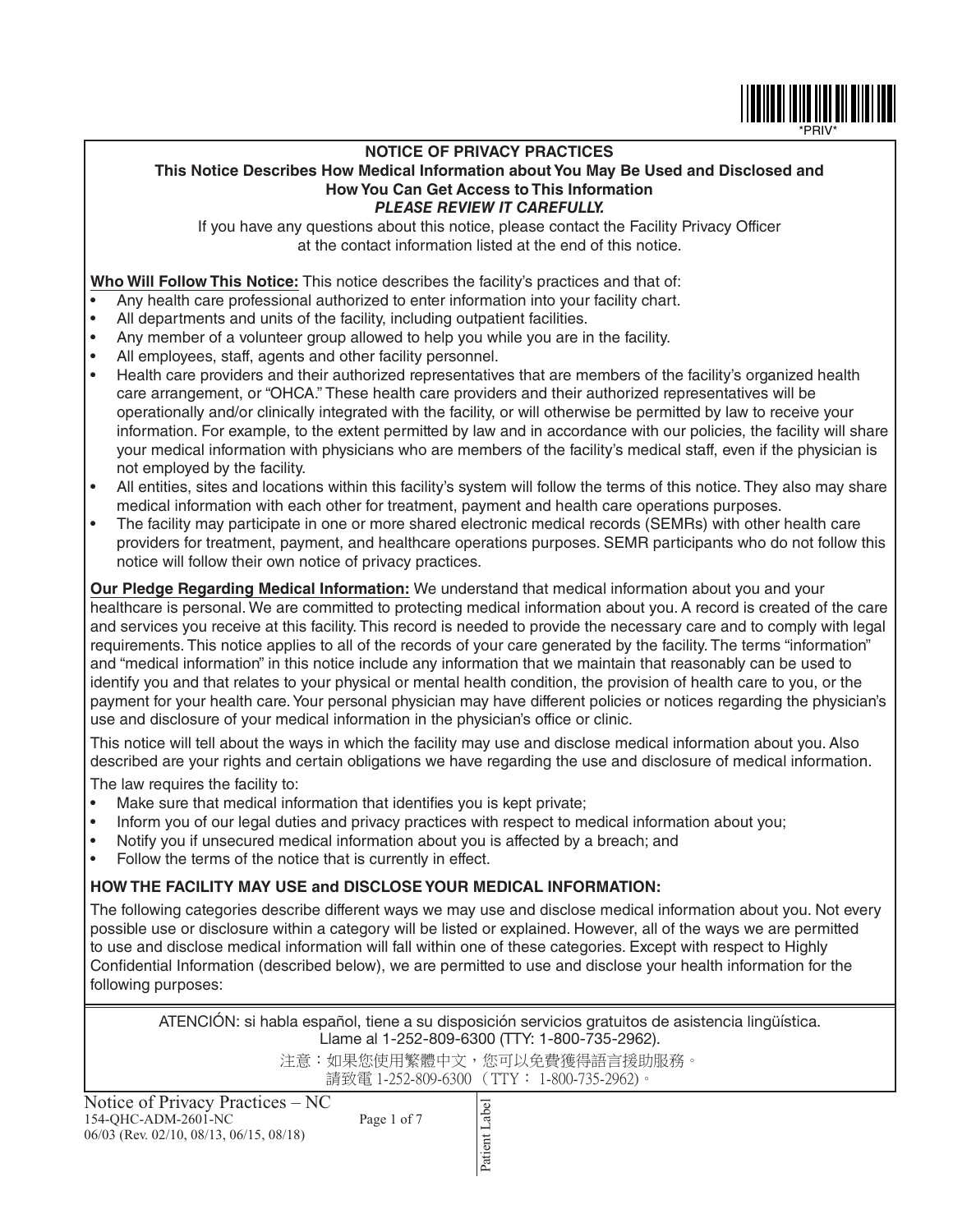# NOTICE OF PRIVACY PRACTICES

## This Notice Describes How Medical Information about You May Be Used and Disclosed and How You Can Get Access to This Information

***PLEASE REVIEW IT CAREFULLY.***

If you have any questions about this notice, please contact the Facility Privacy Officer at the contact information listed at the end of this notice.

**Who Will Follow This Notice:** This notice describes the facility's practices and that of:

- Any health care professional authorized to enter information into your facility chart.
- All departments and units of the facility, including outpatient facilities.
- Any member of a volunteer group allowed to help you while you are in the facility.
- All employees, staff, agents and other facility personnel.
- Health care providers and their authorized representatives that are members of the facility's organized health care arrangement, or "OHCA." These health care providers and their authorized representatives will be operationally and/or clinically integrated with the facility, or will otherwise be permitted by law to receive your information. For example, to the extent permitted by law and in accordance with our policies, the facility will share your medical information with physicians who are members of the facility's medical staff, even if the physician is not employed by the facility.
- All entities, sites and locations within this facility's system will follow the terms of this notice. They also may share medical information with each other for treatment, payment and health care operations purposes.
- The facility may participate in one or more shared electronic medical records (SEMRs) with other health care providers for treatment, payment, and healthcare operations purposes. SEMR participants who do not follow this notice will follow their own notice of privacy practices.

**Our Pledge Regarding Medical Information:** We understand that medical information about you and your healthcare is personal. We are committed to protecting medical information about you. A record is created of the care and services you receive at this facility. This record is needed to provide the necessary care and to comply with legal requirements. This notice applies to all of the records of your care generated by the facility. The terms "information" and "medical information" in this notice include any information that we maintain that reasonably can be used to identify you and that relates to your physical or mental health condition, the provision of health care to you, or the payment for your health care. Your personal physician may have different policies or notices regarding the physician's use and disclosure of your medical information in the physician's office or clinic.

This notice will tell about the ways in which the facility may use and disclose medical information about you. Also described are your rights and certain obligations we have regarding the use and disclosure of medical information.

The law requires the facility to:

- Make sure that medical information that identifies you is kept private;
- Inform you of our legal duties and privacy practices with respect to medical information about you;
- Notify you if unsecured medical information about you is affected by a breach; and
- Follow the terms of the notice that is currently in effect.

### HOW THE FACILITY MAY USE and DISCLOSE YOUR MEDICAL INFORMATION:

The following categories describe different ways we may use and disclose medical information about you. Not every possible use or disclosure within a category will be listed or explained. However, all of the ways we are permitted to use and disclose medical information will fall within one of these categories. Except with respect to Highly Confidential Information (described below), we are permitted to use and disclose your health information for the following purposes:

ATENCIÓN: si habla español, tiene a su disposición servicios gratuitos de asistencia lingüística. Llame al 1-252-809-6300 (TTY: 1-800-735-2962).

注意：如果您使用繁體中文，您可以免費獲得語言援助服務。請致電 1-252-809-6300（TTY： 1-800-735-2962）。

Notice of Privacy Practices – NC
154-QHC-ADM-2601-NC
06/03 (Rev. 02/10, 08/13, 06/15, 08/18)

Patient Label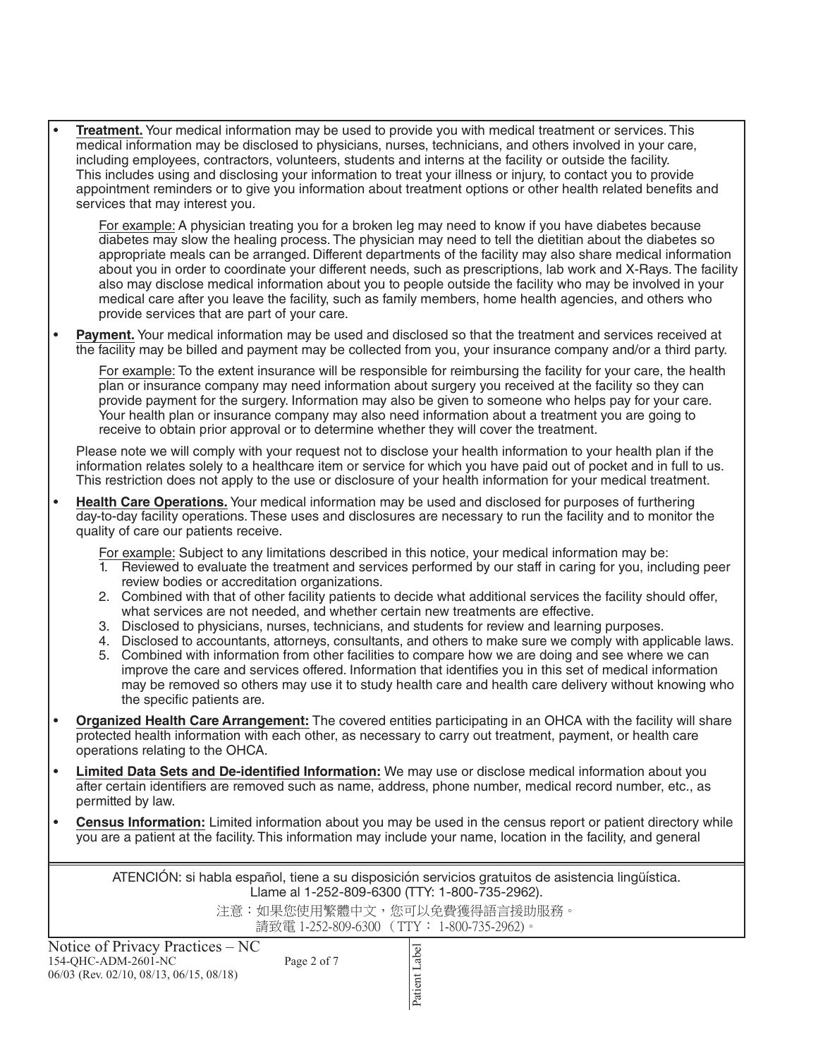- **Treatment.** Your medical information may be used to provide you with medical treatment or services. This medical information may be disclosed to physicians, nurses, technicians, and others involved in your care, including employees, contractors, volunteers, students and interns at the facility or outside the facility. This includes using and disclosing your information to treat your illness or injury, to contact you to provide appointment reminders or to give you information about treatment options or other health related benefits and services that may interest you.

  For example: A physician treating you for a broken leg may need to know if you have diabetes because diabetes may slow the healing process. The physician may need to tell the dietitian about the diabetes so appropriate meals can be arranged. Different departments of the facility may also share medical information about you in order to coordinate your different needs, such as prescriptions, lab work and X-Rays. The facility also may disclose medical information about you to people outside the facility who may be involved in your medical care after you leave the facility, such as family members, home health agencies, and others who provide services that are part of your care.

- **Payment.** Your medical information may be used and disclosed so that the treatment and services received at the facility may be billed and payment may be collected from you, your insurance company and/or a third party.

  For example: To the extent insurance will be responsible for reimbursing the facility for your care, the health plan or insurance company may need information about surgery you received at the facility so they can provide payment for the surgery. Information may also be given to someone who helps pay for your care. Your health plan or insurance company may also need information about a treatment you are going to receive to obtain prior approval or to determine whether they will cover the treatment.

  Please note we will comply with your request not to disclose your health information to your health plan if the information relates solely to a healthcare item or service for which you have paid out of pocket and in full to us. This restriction does not apply to the use or disclosure of your health information for your medical treatment.

- **Health Care Operations.** Your medical information may be used and disclosed for purposes of furthering day-to-day facility operations. These uses and disclosures are necessary to run the facility and to monitor the quality of care our patients receive.

  For example: Subject to any limitations described in this notice, your medical information may be:
  1. Reviewed to evaluate the treatment and services performed by our staff in caring for you, including peer review bodies or accreditation organizations.
  2. Combined with that of other facility patients to decide what additional services the facility should offer, what services are not needed, and whether certain new treatments are effective.
  3. Disclosed to physicians, nurses, technicians, and students for review and learning purposes.
  4. Disclosed to accountants, attorneys, consultants, and others to make sure we comply with applicable laws.
  5. Combined with information from other facilities to compare how we are doing and see where we can improve the care and services offered. Information that identifies you in this set of medical information may be removed so others may use it to study health care and health care delivery without knowing who the specific patients are.

- **Organized Health Care Arrangement:** The covered entities participating in an OHCA with the facility will share protected health information with each other, as necessary to carry out treatment, payment, or health care operations relating to the OHCA.

- **Limited Data Sets and De-identified Information:** We may use or disclose medical information about you after certain identifiers are removed such as name, address, phone number, medical record number, etc., as permitted by law.

- **Census Information:** Limited information about you may be used in the census report or patient directory while you are a patient at the facility. This information may include your name, location in the facility, and general

ATENCIÓN: si habla español, tiene a su disposición servicios gratuitos de asistencia lingüística. Llame al 1-252-809-6300 (TTY: 1-800-735-2962).

注意：如果您使用繁體中文，您可以免費獲得語言援助服務。請致電 1-252-809-6300 （TTY： 1-800-735-2962）。

Notice of Privacy Practices – NC
154-QHC-ADM-2601-NC
06/03 (Rev. 02/10, 08/13, 06/15, 08/18)

Patient Label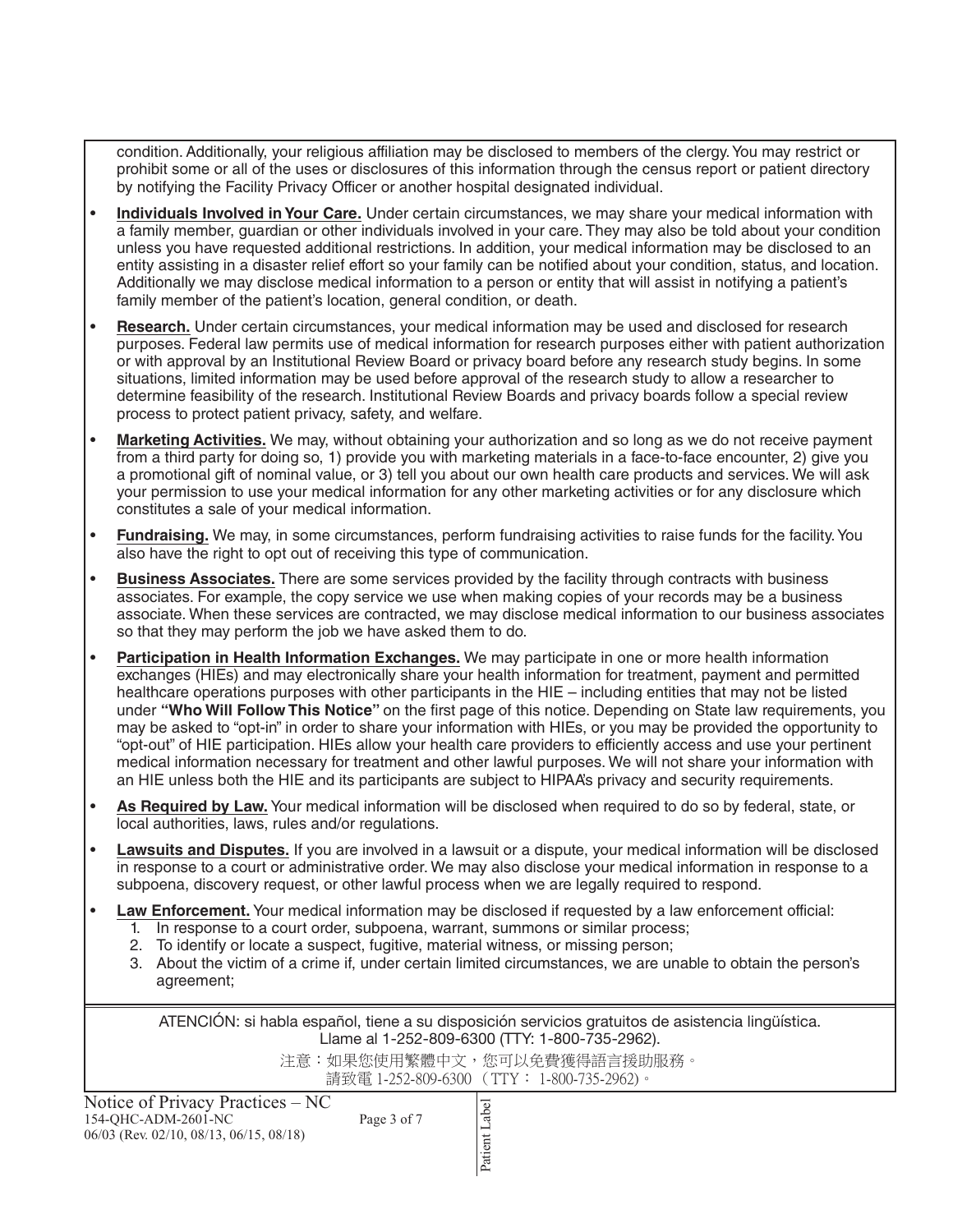condition. Additionally, your religious affiliation may be disclosed to members of the clergy. You may restrict or prohibit some or all of the uses or disclosures of this information through the census report or patient directory by notifying the Facility Privacy Officer or another hospital designated individual.

- **Individuals Involved in Your Care.** Under certain circumstances, we may share your medical information with a family member, guardian or other individuals involved in your care. They may also be told about your condition unless you have requested additional restrictions. In addition, your medical information may be disclosed to an entity assisting in a disaster relief effort so your family can be notified about your condition, status, and location. Additionally we may disclose medical information to a person or entity that will assist in notifying a patient's family member of the patient's location, general condition, or death.
- **Research.** Under certain circumstances, your medical information may be used and disclosed for research purposes. Federal law permits use of medical information for research purposes either with patient authorization or with approval by an Institutional Review Board or privacy board before any research study begins. In some situations, limited information may be used before approval of the research study to allow a researcher to determine feasibility of the research. Institutional Review Boards and privacy boards follow a special review process to protect patient privacy, safety, and welfare.
- **Marketing Activities.** We may, without obtaining your authorization and so long as we do not receive payment from a third party for doing so, 1) provide you with marketing materials in a face-to-face encounter, 2) give you a promotional gift of nominal value, or 3) tell you about our own health care products and services. We will ask your permission to use your medical information for any other marketing activities or for any disclosure which constitutes a sale of your medical information.
- **Fundraising.** We may, in some circumstances, perform fundraising activities to raise funds for the facility. You also have the right to opt out of receiving this type of communication.
- **Business Associates.** There are some services provided by the facility through contracts with business associates. For example, the copy service we use when making copies of your records may be a business associate. When these services are contracted, we may disclose medical information to our business associates so that they may perform the job we have asked them to do.
- **Participation in Health Information Exchanges.** We may participate in one or more health information exchanges (HIEs) and may electronically share your health information for treatment, payment and permitted healthcare operations purposes with other participants in the HIE – including entities that may not be listed under **"Who Will Follow This Notice"** on the first page of this notice. Depending on State law requirements, you may be asked to "opt-in" in order to share your information with HIEs, or you may be provided the opportunity to "opt-out" of HIE participation. HIEs allow your health care providers to efficiently access and use your pertinent medical information necessary for treatment and other lawful purposes. We will not share your information with an HIE unless both the HIE and its participants are subject to HIPAA's privacy and security requirements.
- **As Required by Law.** Your medical information will be disclosed when required to do so by federal, state, or local authorities, laws, rules and/or regulations.
- **Lawsuits and Disputes.** If you are involved in a lawsuit or a dispute, your medical information will be disclosed in response to a court or administrative order. We may also disclose your medical information in response to a subpoena, discovery request, or other lawful process when we are legally required to respond.
- **Law Enforcement.** Your medical information may be disclosed if requested by a law enforcement official:
  1. In response to a court order, subpoena, warrant, summons or similar process;
  2. To identify or locate a suspect, fugitive, material witness, or missing person;
  3. About the victim of a crime if, under certain limited circumstances, we are unable to obtain the person's agreement;

ATENCIÓN: si habla español, tiene a su disposición servicios gratuitos de asistencia lingüística. Llame al 1-252-809-6300 (TTY: 1-800-735-2962).

注意：如果您使用繁體中文，您可以免費獲得語言援助服務。請致電 1-252-809-6300（TTY：1-800-735-2962）。

Notice of Privacy Practices – NC
154-QHC-ADM-2601-NC
06/03 (Rev. 02/10, 08/13, 06/15, 08/18)

Patient Label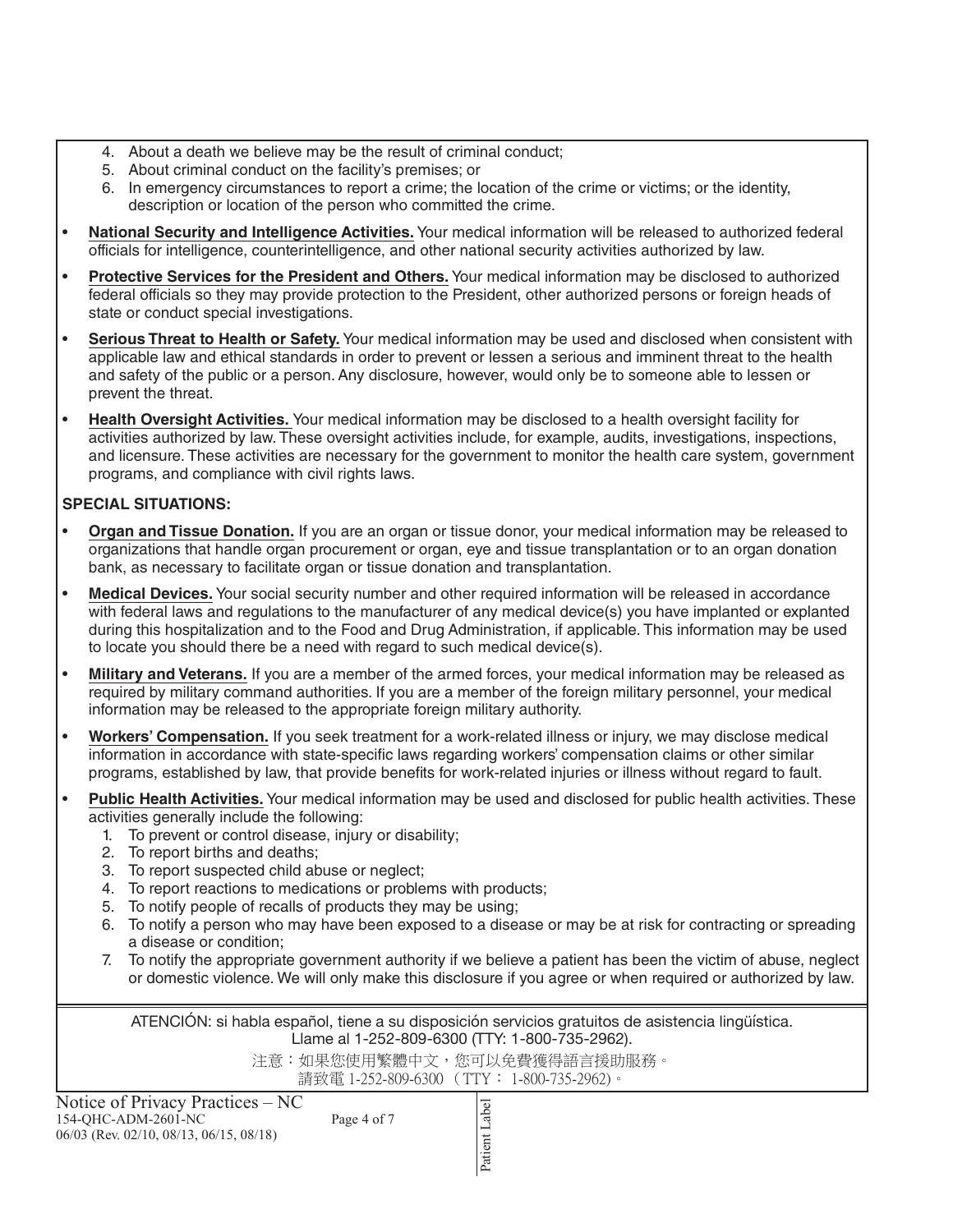4. About a death we believe may be the result of criminal conduct;
5. About criminal conduct on the facility's premises; or
6. In emergency circumstances to report a crime; the location of the crime or victims; or the identity, description or location of the person who committed the crime.

- **National Security and Intelligence Activities.** Your medical information will be released to authorized federal officials for intelligence, counterintelligence, and other national security activities authorized by law.
- **Protective Services for the President and Others.** Your medical information may be disclosed to authorized federal officials so they may provide protection to the President, other authorized persons or foreign heads of state or conduct special investigations.
- **Serious Threat to Health or Safety.** Your medical information may be used and disclosed when consistent with applicable law and ethical standards in order to prevent or lessen a serious and imminent threat to the health and safety of the public or a person. Any disclosure, however, would only be to someone able to lessen or prevent the threat.
- **Health Oversight Activities.** Your medical information may be disclosed to a health oversight facility for activities authorized by law. These oversight activities include, for example, audits, investigations, inspections, and licensure. These activities are necessary for the government to monitor the health care system, government programs, and compliance with civil rights laws.

**SPECIAL SITUATIONS:**

- **Organ and Tissue Donation.** If you are an organ or tissue donor, your medical information may be released to organizations that handle organ procurement or organ, eye and tissue transplantation or to an organ donation bank, as necessary to facilitate organ or tissue donation and transplantation.
- **Medical Devices.** Your social security number and other required information will be released in accordance with federal laws and regulations to the manufacturer of any medical device(s) you have implanted or explanted during this hospitalization and to the Food and Drug Administration, if applicable. This information may be used to locate you should there be a need with regard to such medical device(s).
- **Military and Veterans.** If you are a member of the armed forces, your medical information may be released as required by military command authorities. If you are a member of the foreign military personnel, your medical information may be released to the appropriate foreign military authority.
- **Workers' Compensation.** If you seek treatment for a work-related illness or injury, we may disclose medical information in accordance with state-specific laws regarding workers' compensation claims or other similar programs, established by law, that provide benefits for work-related injuries or illness without regard to fault.
- **Public Health Activities.** Your medical information may be used and disclosed for public health activities. These activities generally include the following:
  1. To prevent or control disease, injury or disability;
  2. To report births and deaths;
  3. To report suspected child abuse or neglect;
  4. To report reactions to medications or problems with products;
  5. To notify people of recalls of products they may be using;
  6. To notify a person who may have been exposed to a disease or may be at risk for contracting or spreading a disease or condition;
  7. To notify the appropriate government authority if we believe a patient has been the victim of abuse, neglect or domestic violence. We will only make this disclosure if you agree or when required or authorized by law.

ATENCIÓN: si habla español, tiene a su disposición servicios gratuitos de asistencia lingüística. Llame al 1-252-809-6300 (TTY: 1-800-735-2962).

注意：如果您使用繁體中文，您可以免費獲得語言援助服務。請致電 1-252-809-6300 （TTY： 1-800-735-2962）。

Notice of Privacy Practices – NC
154-QHC-ADM-2601-NC
06/03 (Rev. 02/10, 08/13, 06/15, 08/18)

Patient Label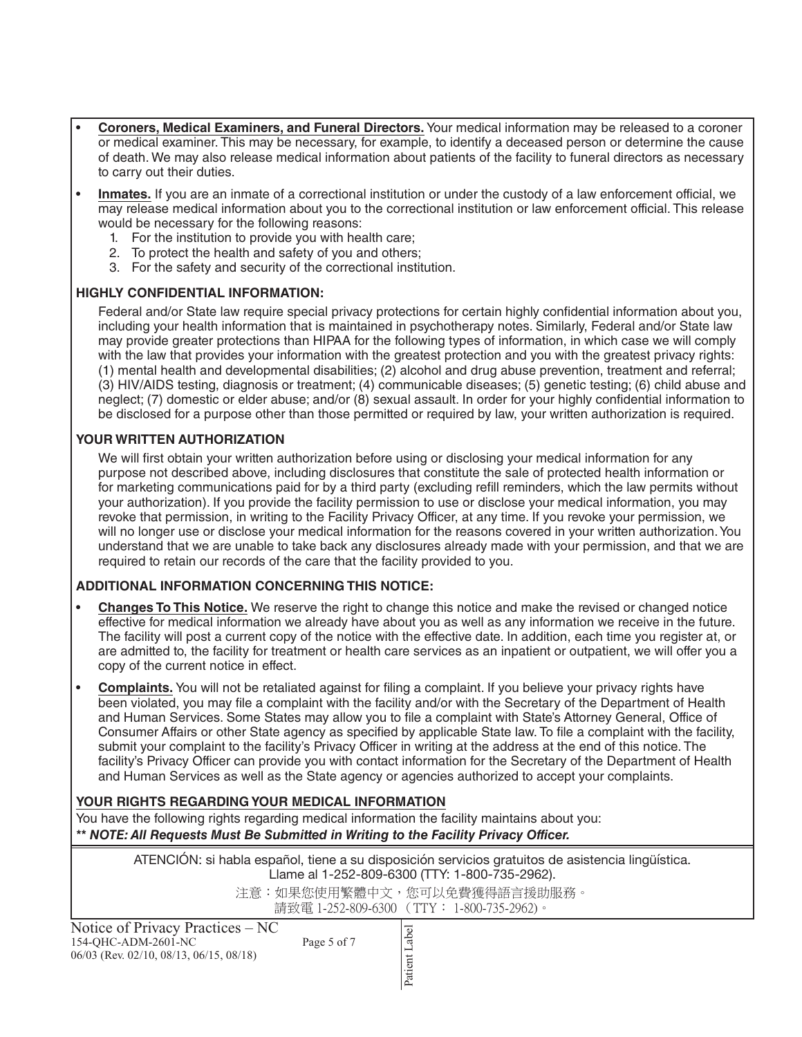- **Coroners, Medical Examiners, and Funeral Directors.** Your medical information may be released to a coroner or medical examiner. This may be necessary, for example, to identify a deceased person or determine the cause of death. We may also release medical information about patients of the facility to funeral directors as necessary to carry out their duties.
- **Inmates.** If you are an inmate of a correctional institution or under the custody of a law enforcement official, we may release medical information about you to the correctional institution or law enforcement official. This release would be necessary for the following reasons:
  1. For the institution to provide you with health care;
  2. To protect the health and safety of you and others;
  3. For the safety and security of the correctional institution.

### HIGHLY CONFIDENTIAL INFORMATION:

Federal and/or State law require special privacy protections for certain highly confidential information about you, including your health information that is maintained in psychotherapy notes. Similarly, Federal and/or State law may provide greater protections than HIPAA for the following types of information, in which case we will comply with the law that provides your information with the greatest protection and you with the greatest privacy rights: (1) mental health and developmental disabilities; (2) alcohol and drug abuse prevention, treatment and referral; (3) HIV/AIDS testing, diagnosis or treatment; (4) communicable diseases; (5) genetic testing; (6) child abuse and neglect; (7) domestic or elder abuse; and/or (8) sexual assault. In order for your highly confidential information to be disclosed for a purpose other than those permitted or required by law, your written authorization is required.

### YOUR WRITTEN AUTHORIZATION

We will first obtain your written authorization before using or disclosing your medical information for any purpose not described above, including disclosures that constitute the sale of protected health information or for marketing communications paid for by a third party (excluding refill reminders, which the law permits without your authorization). If you provide the facility permission to use or disclose your medical information, you may revoke that permission, in writing to the Facility Privacy Officer, at any time. If you revoke your permission, we will no longer use or disclose your medical information for the reasons covered in your written authorization. You understand that we are unable to take back any disclosures already made with your permission, and that we are required to retain our records of the care that the facility provided to you.

### ADDITIONAL INFORMATION CONCERNING THIS NOTICE:

- **Changes To This Notice.** We reserve the right to change this notice and make the revised or changed notice effective for medical information we already have about you as well as any information we receive in the future. The facility will post a current copy of the notice with the effective date. In addition, each time you register at, or are admitted to, the facility for treatment or health care services as an inpatient or outpatient, we will offer you a copy of the current notice in effect.
- **Complaints.** You will not be retaliated against for filing a complaint. If you believe your privacy rights have been violated, you may file a complaint with the facility and/or with the Secretary of the Department of Health and Human Services. Some States may allow you to file a complaint with State's Attorney General, Office of Consumer Affairs or other State agency as specified by applicable State law. To file a complaint with the facility, submit your complaint to the facility's Privacy Officer in writing at the address at the end of this notice. The facility's Privacy Officer can provide you with contact information for the Secretary of the Department of Health and Human Services as well as the State agency or agencies authorized to accept your complaints.

### YOUR RIGHTS REGARDING YOUR MEDICAL INFORMATION

You have the following rights regarding medical information the facility maintains about you:

***\*\* NOTE: All Requests Must Be Submitted in Writing to the Facility Privacy Officer.***

ATENCIÓN: si habla español, tiene a su disposición servicios gratuitos de asistencia lingüística. Llame al 1-252-809-6300 (TTY: 1-800-735-2962).

注意：如果您使用繁體中文，您可以免費獲得語言援助服務。請致電 1-252-809-6300（TTY： 1-800-735-2962）。

Notice of Privacy Practices – NC
154-QHC-ADM-2601-NC
06/03 (Rev. 02/10, 08/13, 06/15, 08/18)

Patient Label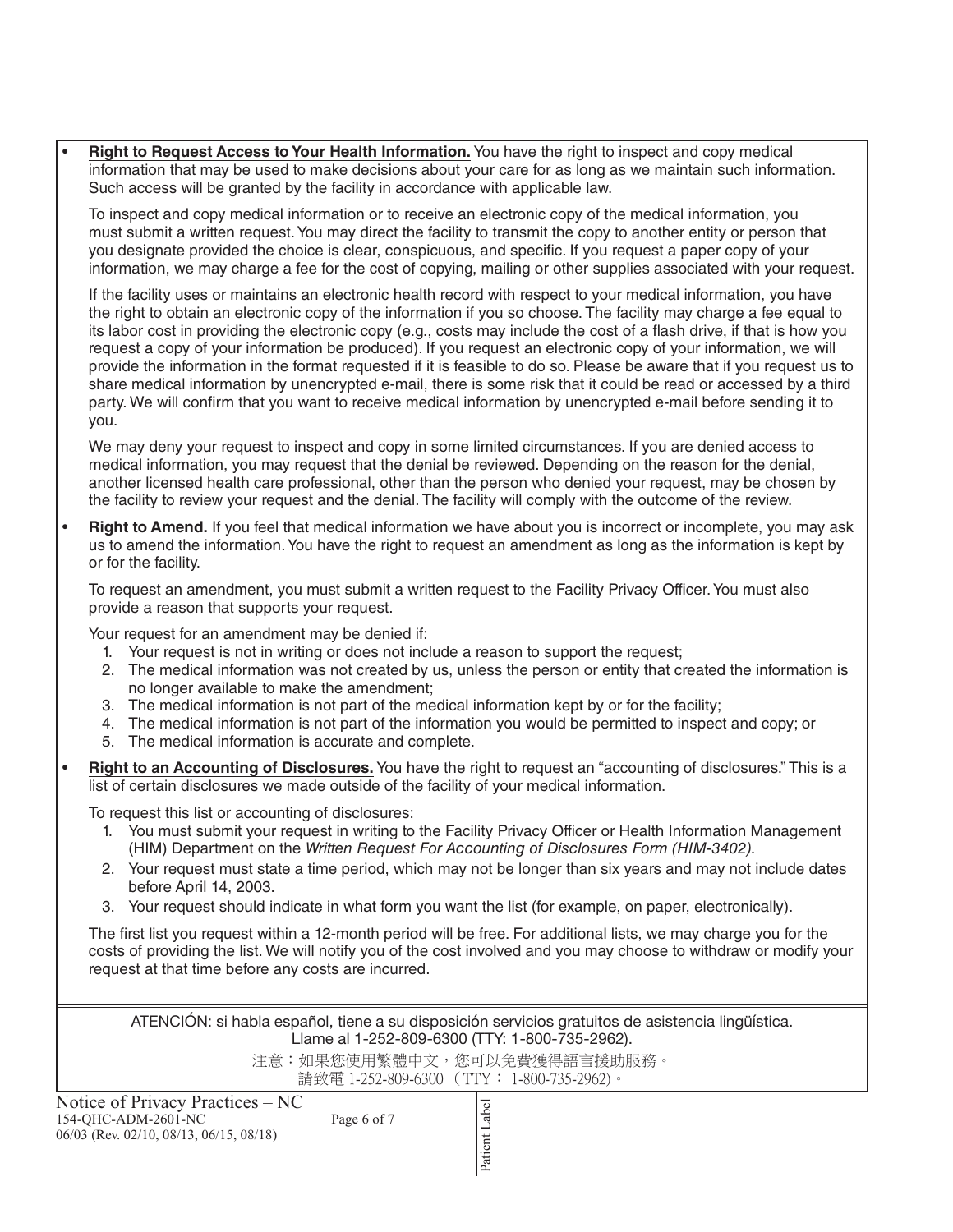- **Right to Request Access to Your Health Information.** You have the right to inspect and copy medical information that may be used to make decisions about your care for as long as we maintain such information. Such access will be granted by the facility in accordance with applicable law.

  To inspect and copy medical information or to receive an electronic copy of the medical information, you must submit a written request. You may direct the facility to transmit the copy to another entity or person that you designate provided the choice is clear, conspicuous, and specific. If you request a paper copy of your information, we may charge a fee for the cost of copying, mailing or other supplies associated with your request.

  If the facility uses or maintains an electronic health record with respect to your medical information, you have the right to obtain an electronic copy of the information if you so choose. The facility may charge a fee equal to its labor cost in providing the electronic copy (e.g., costs may include the cost of a flash drive, if that is how you request a copy of your information be produced). If you request an electronic copy of your information, we will provide the information in the format requested if it is feasible to do so. Please be aware that if you request us to share medical information by unencrypted e-mail, there is some risk that it could be read or accessed by a third party. We will confirm that you want to receive medical information by unencrypted e-mail before sending it to you.

  We may deny your request to inspect and copy in some limited circumstances. If you are denied access to medical information, you may request that the denial be reviewed. Depending on the reason for the denial, another licensed health care professional, other than the person who denied your request, may be chosen by the facility to review your request and the denial. The facility will comply with the outcome of the review.

- **Right to Amend.** If you feel that medical information we have about you is incorrect or incomplete, you may ask us to amend the information. You have the right to request an amendment as long as the information is kept by or for the facility.

  To request an amendment, you must submit a written request to the Facility Privacy Officer. You must also provide a reason that supports your request.

  Your request for an amendment may be denied if:
  1. Your request is not in writing or does not include a reason to support the request;
  2. The medical information was not created by us, unless the person or entity that created the information is no longer available to make the amendment;
  3. The medical information is not part of the medical information kept by or for the facility;
  4. The medical information is not part of the information you would be permitted to inspect and copy; or
  5. The medical information is accurate and complete.

- **Right to an Accounting of Disclosures.** You have the right to request an "accounting of disclosures." This is a list of certain disclosures we made outside of the facility of your medical information.

  To request this list or accounting of disclosures:
  1. You must submit your request in writing to the Facility Privacy Officer or Health Information Management (HIM) Department on the *Written Request For Accounting of Disclosures Form (HIM-3402).*
  2. Your request must state a time period, which may not be longer than six years and may not include dates before April 14, 2003.
  3. Your request should indicate in what form you want the list (for example, on paper, electronically).

  The first list you request within a 12-month period will be free. For additional lists, we may charge you for the costs of providing the list. We will notify you of the cost involved and you may choose to withdraw or modify your request at that time before any costs are incurred.

ATENCIÓN: si habla español, tiene a su disposición servicios gratuitos de asistencia lingüística. Llame al 1-252-809-6300 (TTY: 1-800-735-2962).

注意：如果您使用繁體中文，您可以免費獲得語言援助服務。請致電 1-252-809-6300 （TTY： 1-800-735-2962）。

Notice of Privacy Practices – NC
154-QHC-ADM-2601-NC
06/03 (Rev. 02/10, 08/13, 06/15, 08/18)

Patient Label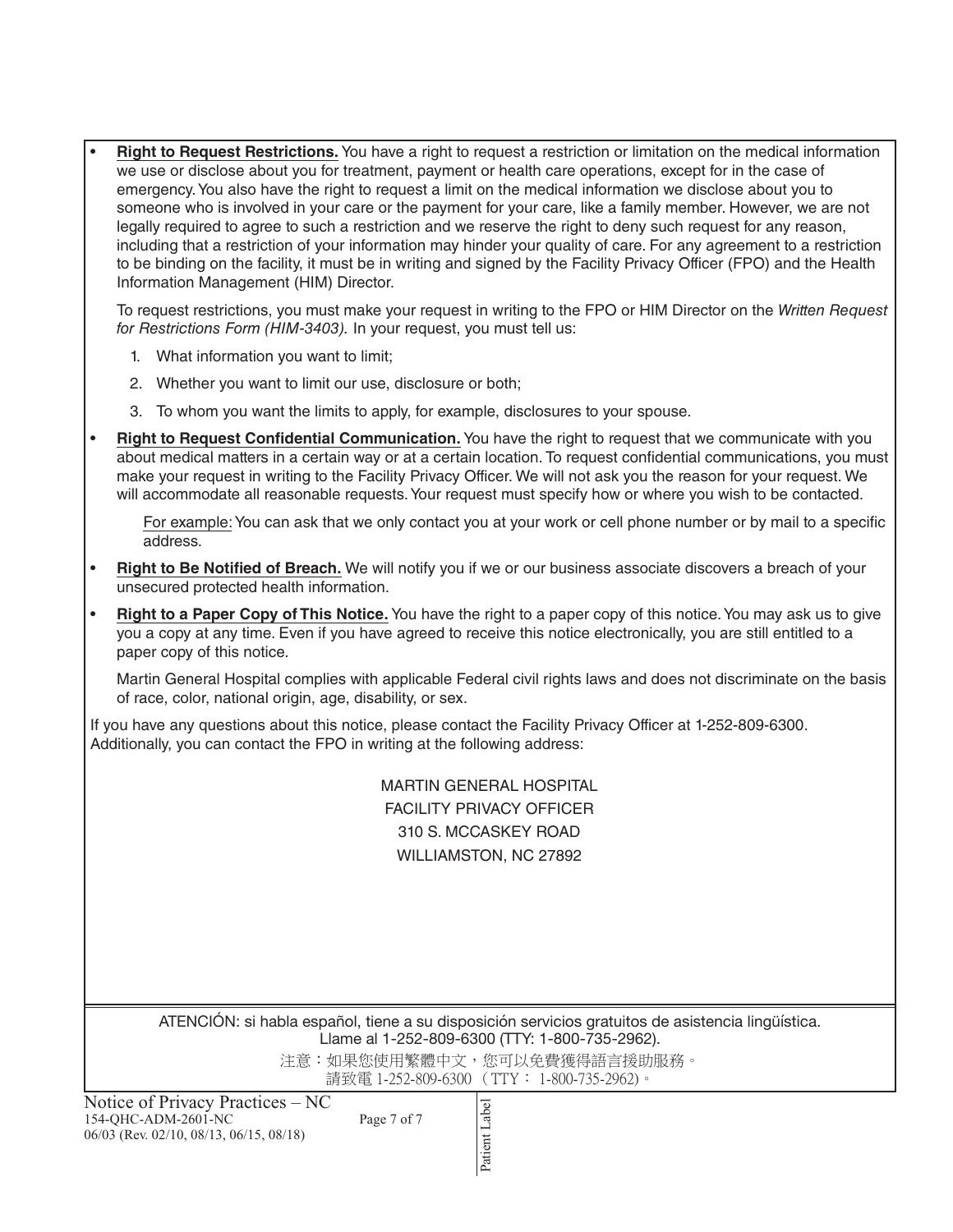- **Right to Request Restrictions.** You have a right to request a restriction or limitation on the medical information we use or disclose about you for treatment, payment or health care operations, except for in the case of emergency. You also have the right to request a limit on the medical information we disclose about you to someone who is involved in your care or the payment for your care, like a family member. However, we are not legally required to agree to such a restriction and we reserve the right to deny such request for any reason, including that a restriction of your information may hinder your quality of care. For any agreement to a restriction to be binding on the facility, it must be in writing and signed by the Facility Privacy Officer (FPO) and the Health Information Management (HIM) Director.

  To request restrictions, you must make your request in writing to the FPO or HIM Director on the *Written Request for Restrictions Form (HIM-3403).* In your request, you must tell us:

  1. What information you want to limit;
  2. Whether you want to limit our use, disclosure or both;
  3. To whom you want the limits to apply, for example, disclosures to your spouse.

- **Right to Request Confidential Communication.** You have the right to request that we communicate with you about medical matters in a certain way or at a certain location. To request confidential communications, you must make your request in writing to the Facility Privacy Officer. We will not ask you the reason for your request. We will accommodate all reasonable requests. Your request must specify how or where you wish to be contacted.

  For example: You can ask that we only contact you at your work or cell phone number or by mail to a specific address.

- **Right to Be Notified of Breach.** We will notify you if we or our business associate discovers a breach of your unsecured protected health information.

- **Right to a Paper Copy of This Notice.** You have the right to a paper copy of this notice. You may ask us to give you a copy at any time. Even if you have agreed to receive this notice electronically, you are still entitled to a paper copy of this notice.

  Martin General Hospital complies with applicable Federal civil rights laws and does not discriminate on the basis of race, color, national origin, age, disability, or sex.

If you have any questions about this notice, please contact the Facility Privacy Officer at 1-252-809-6300. Additionally, you can contact the FPO in writing at the following address:

MARTIN GENERAL HOSPITAL
FACILITY PRIVACY OFFICER
310 S. MCCASKEY ROAD
WILLIAMSTON, NC 27892

ATENCIÓN: si habla español, tiene a su disposición servicios gratuitos de asistencia lingüística. Llame al 1-252-809-6300 (TTY: 1-800-735-2962).

注意：如果您使用繁體中文，您可以免費獲得語言援助服務。請致電 1-252-809-6300（TTY： 1-800-735-2962）。

Notice of Privacy Practices – NC
154-QHC-ADM-2601-NC
06/03 (Rev. 02/10, 08/13, 06/15, 08/18)

Patient Label